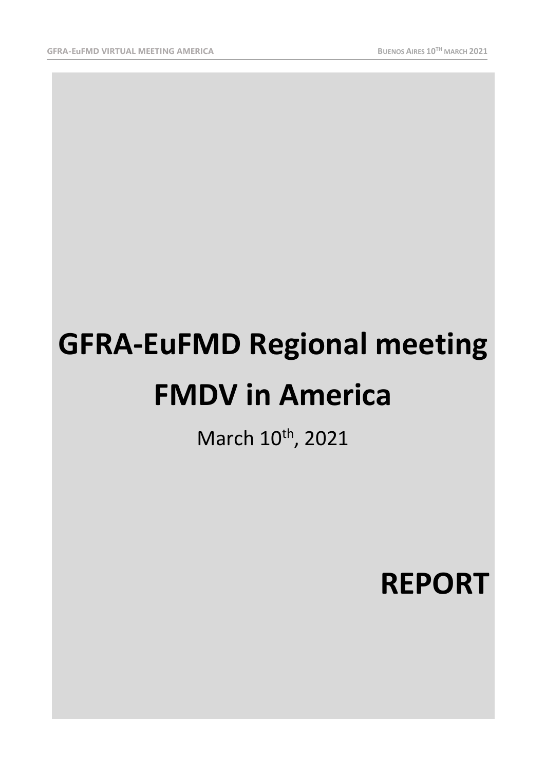# GFRA-EuFMD Regional meeting FMDV in America

March 10th, 2021

**REPORT**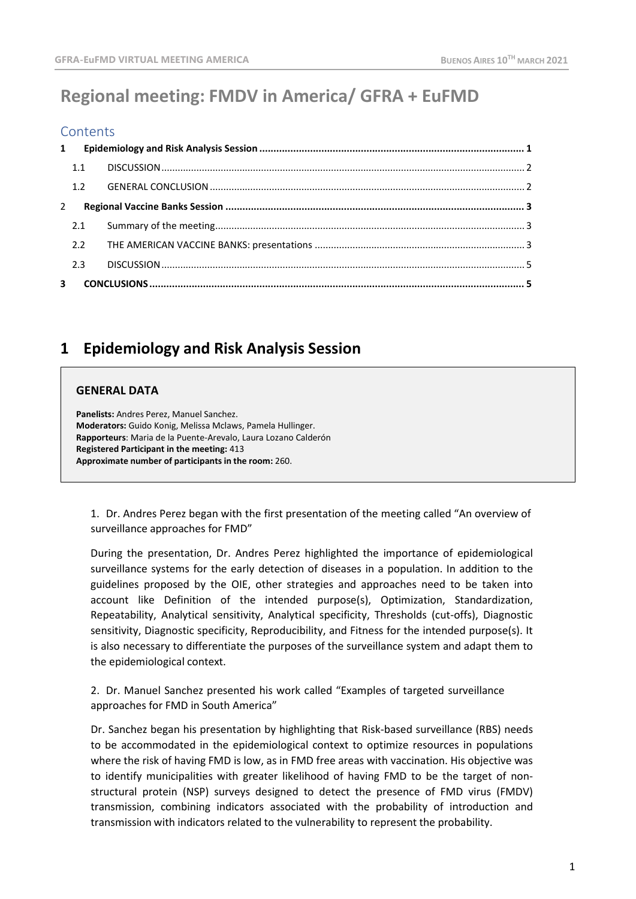# Regional meeting: FMDV in America/ GFRA + EuFMD

## Contents

1 Epidemiology and Risk Analysis Session ........ 1

- 1.1 DISCUSSION ........ 2
- 1.2 GENERAL CONCLUSION ........ 2

2 Regional Vaccine Banks Session ........ 3

- 2.1 Summary of the meeting ........ 3
- 2.2 THE AMERICAN VACCINE BANKS: presentations ........ 3
- 2.3 DISCUSSION ........ 5

3 CONCLUSIONS ........ 5

# 1 Epidemiology and Risk Analysis Session

**GENERAL DATA**

**Panelists:** Andres Perez, Manuel Sanchez.
**Moderators:** Guido Konig, Melissa Mclaws, Pamela Hullinger.
**Rapporteurs**: Maria de la Puente-Arevalo, Laura Lozano Calderón
**Registered Participant in the meeting:** 413
**Approximate number of participants in the room:** 260.

1. Dr. Andres Perez began with the first presentation of the meeting called "An overview of surveillance approaches for FMD"

During the presentation, Dr. Andres Perez highlighted the importance of epidemiological surveillance systems for the early detection of diseases in a population. In addition to the guidelines proposed by the OIE, other strategies and approaches need to be taken into account like Definition of the intended purpose(s), Optimization, Standardization, Repeatability, Analytical sensitivity, Analytical specificity, Thresholds (cut-offs), Diagnostic sensitivity, Diagnostic specificity, Reproducibility, and Fitness for the intended purpose(s). It is also necessary to differentiate the purposes of the surveillance system and adapt them to the epidemiological context.

2. Dr. Manuel Sanchez presented his work called "Examples of targeted surveillance approaches for FMD in South America"

Dr. Sanchez began his presentation by highlighting that Risk-based surveillance (RBS) needs to be accommodated in the epidemiological context to optimize resources in populations where the risk of having FMD is low, as in FMD free areas with vaccination. His objective was to identify municipalities with greater likelihood of having FMD to be the target of non-structural protein (NSP) surveys designed to detect the presence of FMD virus (FMDV) transmission, combining indicators associated with the probability of introduction and transmission with indicators related to the vulnerability to represent the probability.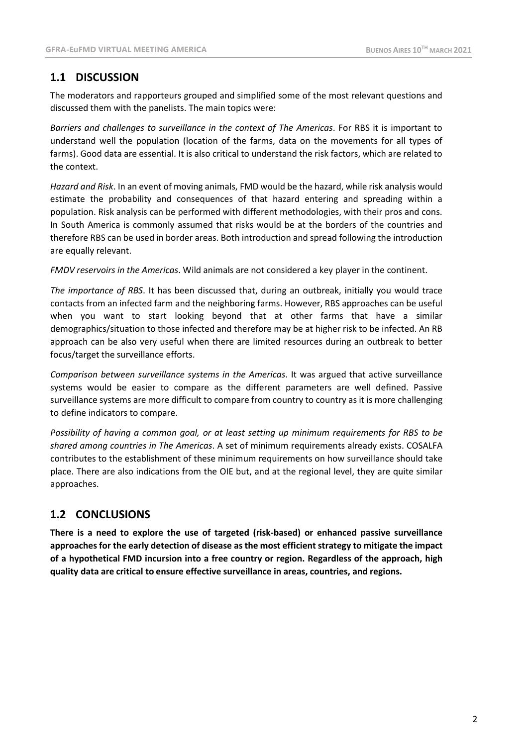## 1.1 DISCUSSION

The moderators and rapporteurs grouped and simplified some of the most relevant questions and discussed them with the panelists. The main topics were:

*Barriers and challenges to surveillance in the context of The Americas*. For RBS it is important to understand well the population (location of the farms, data on the movements for all types of farms). Good data are essential. It is also critical to understand the risk factors, which are related to the context.

*Hazard and Risk*. In an event of moving animals, FMD would be the hazard, while risk analysis would estimate the probability and consequences of that hazard entering and spreading within a population. Risk analysis can be performed with different methodologies, with their pros and cons. In South America is commonly assumed that risks would be at the borders of the countries and therefore RBS can be used in border areas. Both introduction and spread following the introduction are equally relevant.

*FMDV reservoirs in the Americas*. Wild animals are not considered a key player in the continent.

*The importance of RBS*. It has been discussed that, during an outbreak, initially you would trace contacts from an infected farm and the neighboring farms. However, RBS approaches can be useful when you want to start looking beyond that at other farms that have a similar demographics/situation to those infected and therefore may be at higher risk to be infected. An RB approach can be also very useful when there are limited resources during an outbreak to better focus/target the surveillance efforts.

*Comparison between surveillance systems in the Americas*. It was argued that active surveillance systems would be easier to compare as the different parameters are well defined. Passive surveillance systems are more difficult to compare from country to country as it is more challenging to define indicators to compare.

*Possibility of having a common goal, or at least setting up minimum requirements for RBS to be shared among countries in The Americas*. A set of minimum requirements already exists. COSALFA contributes to the establishment of these minimum requirements on how surveillance should take place. There are also indications from the OIE but, and at the regional level, they are quite similar approaches.

## 1.2 CONCLUSIONS

**There is a need to explore the use of targeted (risk-based) or enhanced passive surveillance approaches for the early detection of disease as the most efficient strategy to mitigate the impact of a hypothetical FMD incursion into a free country or region. Regardless of the approach, high quality data are critical to ensure effective surveillance in areas, countries, and regions.**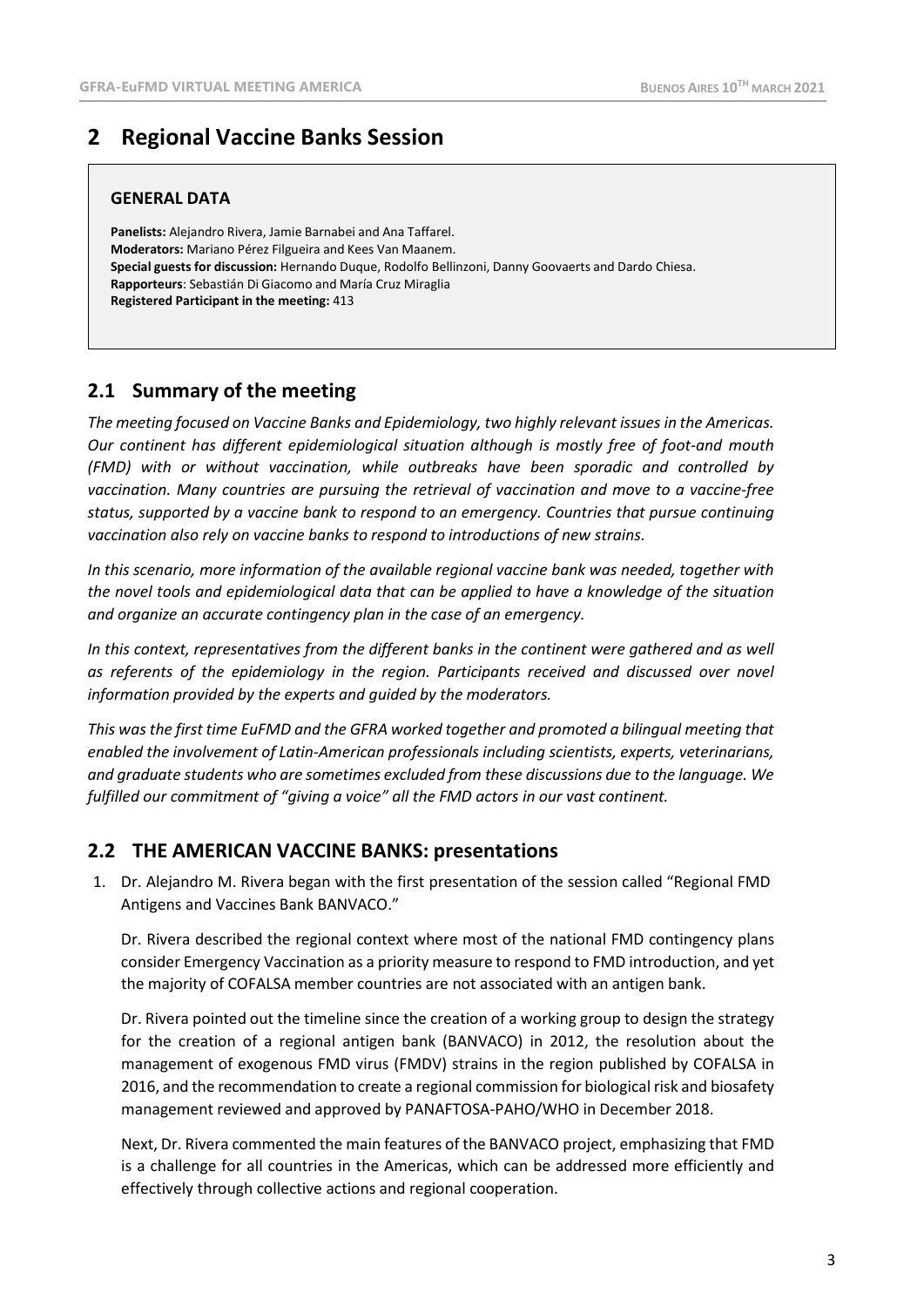# 2 Regional Vaccine Banks Session

**GENERAL DATA**

**Panelists:** Alejandro Rivera, Jamie Barnabei and Ana Taffarel.
**Moderators:** Mariano Pérez Filgueira and Kees Van Maanem.
**Special guests for discussion:** Hernando Duque, Rodolfo Bellinzoni, Danny Goovaerts and Dardo Chiesa.
**Rapporteurs**: Sebastián Di Giacomo and María Cruz Miraglia
**Registered Participant in the meeting:** 413

## 2.1 Summary of the meeting

*The meeting focused on Vaccine Banks and Epidemiology, two highly relevant issues in the Americas. Our continent has different epidemiological situation although is mostly free of foot-and mouth (FMD) with or without vaccination, while outbreaks have been sporadic and controlled by vaccination. Many countries are pursuing the retrieval of vaccination and move to a vaccine-free status, supported by a vaccine bank to respond to an emergency. Countries that pursue continuing vaccination also rely on vaccine banks to respond to introductions of new strains.*

*In this scenario, more information of the available regional vaccine bank was needed, together with the novel tools and epidemiological data that can be applied to have a knowledge of the situation and organize an accurate contingency plan in the case of an emergency.*

*In this context, representatives from the different banks in the continent were gathered and as well as referents of the epidemiology in the region. Participants received and discussed over novel information provided by the experts and guided by the moderators.*

*This was the first time EuFMD and the GFRA worked together and promoted a bilingual meeting that enabled the involvement of Latin-American professionals including scientists, experts, veterinarians, and graduate students who are sometimes excluded from these discussions due to the language. We fulfilled our commitment of "giving a voice" all the FMD actors in our vast continent.*

## 2.2 THE AMERICAN VACCINE BANKS: presentations

1. Dr. Alejandro M. Rivera began with the first presentation of the session called "Regional FMD Antigens and Vaccines Bank BANVACO."

   Dr. Rivera described the regional context where most of the national FMD contingency plans consider Emergency Vaccination as a priority measure to respond to FMD introduction, and yet the majority of COFALSA member countries are not associated with an antigen bank.

   Dr. Rivera pointed out the timeline since the creation of a working group to design the strategy for the creation of a regional antigen bank (BANVACO) in 2012, the resolution about the management of exogenous FMD virus (FMDV) strains in the region published by COFALSA in 2016, and the recommendation to create a regional commission for biological risk and biosafety management reviewed and approved by PANAFTOSA-PAHO/WHO in December 2018.

   Next, Dr. Rivera commented the main features of the BANVACO project, emphasizing that FMD is a challenge for all countries in the Americas, which can be addressed more efficiently and effectively through collective actions and regional cooperation.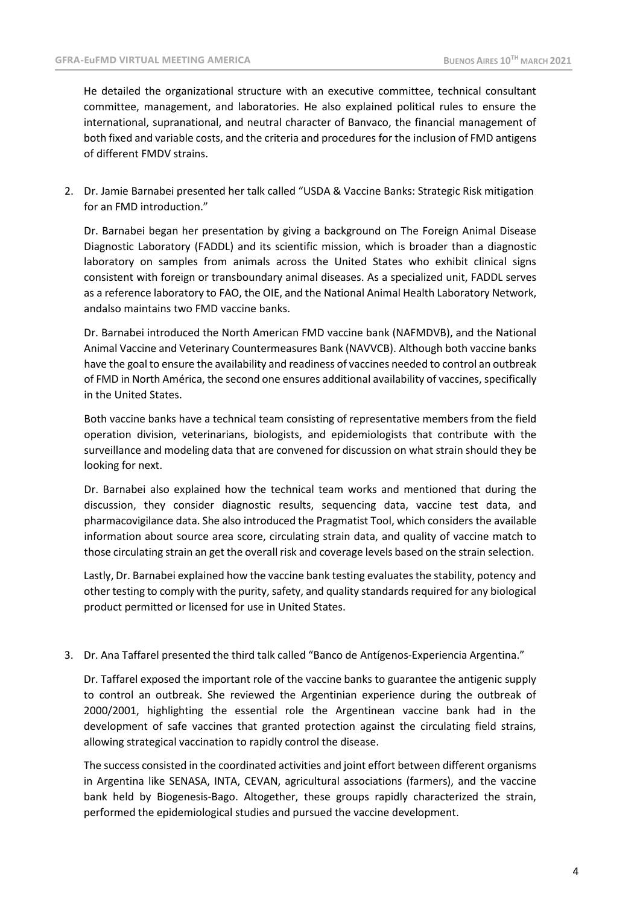He detailed the organizational structure with an executive committee, technical consultant committee, management, and laboratories. He also explained political rules to ensure the international, supranational, and neutral character of Banvaco, the financial management of both fixed and variable costs, and the criteria and procedures for the inclusion of FMD antigens of different FMDV strains.

2. Dr. Jamie Barnabei presented her talk called "USDA & Vaccine Banks: Strategic Risk mitigation for an FMD introduction."

   Dr. Barnabei began her presentation by giving a background on The Foreign Animal Disease Diagnostic Laboratory (FADDL) and its scientific mission, which is broader than a diagnostic laboratory on samples from animals across the United States who exhibit clinical signs consistent with foreign or transboundary animal diseases. As a specialized unit, FADDL serves as a reference laboratory to FAO, the OIE, and the National Animal Health Laboratory Network, andalso maintains two FMD vaccine banks.

   Dr. Barnabei introduced the North American FMD vaccine bank (NAFMDVB), and the National Animal Vaccine and Veterinary Countermeasures Bank (NAVVCB). Although both vaccine banks have the goal to ensure the availability and readiness of vaccines needed to control an outbreak of FMD in North América, the second one ensures additional availability of vaccines, specifically in the United States.

   Both vaccine banks have a technical team consisting of representative members from the field operation division, veterinarians, biologists, and epidemiologists that contribute with the surveillance and modeling data that are convened for discussion on what strain should they be looking for next.

   Dr. Barnabei also explained how the technical team works and mentioned that during the discussion, they consider diagnostic results, sequencing data, vaccine test data, and pharmacovigilance data. She also introduced the Pragmatist Tool, which considers the available information about source area score, circulating strain data, and quality of vaccine match to those circulating strain an get the overall risk and coverage levels based on the strain selection.

   Lastly, Dr. Barnabei explained how the vaccine bank testing evaluates the stability, potency and other testing to comply with the purity, safety, and quality standards required for any biological product permitted or licensed for use in United States.

3. Dr. Ana Taffarel presented the third talk called "Banco de Antígenos-Experiencia Argentina."

   Dr. Taffarel exposed the important role of the vaccine banks to guarantee the antigenic supply to control an outbreak. She reviewed the Argentinian experience during the outbreak of 2000/2001, highlighting the essential role the Argentinean vaccine bank had in the development of safe vaccines that granted protection against the circulating field strains, allowing strategical vaccination to rapidly control the disease.

   The success consisted in the coordinated activities and joint effort between different organisms in Argentina like SENASA, INTA, CEVAN, agricultural associations (farmers), and the vaccine bank held by Biogenesis-Bago. Altogether, these groups rapidly characterized the strain, performed the epidemiological studies and pursued the vaccine development.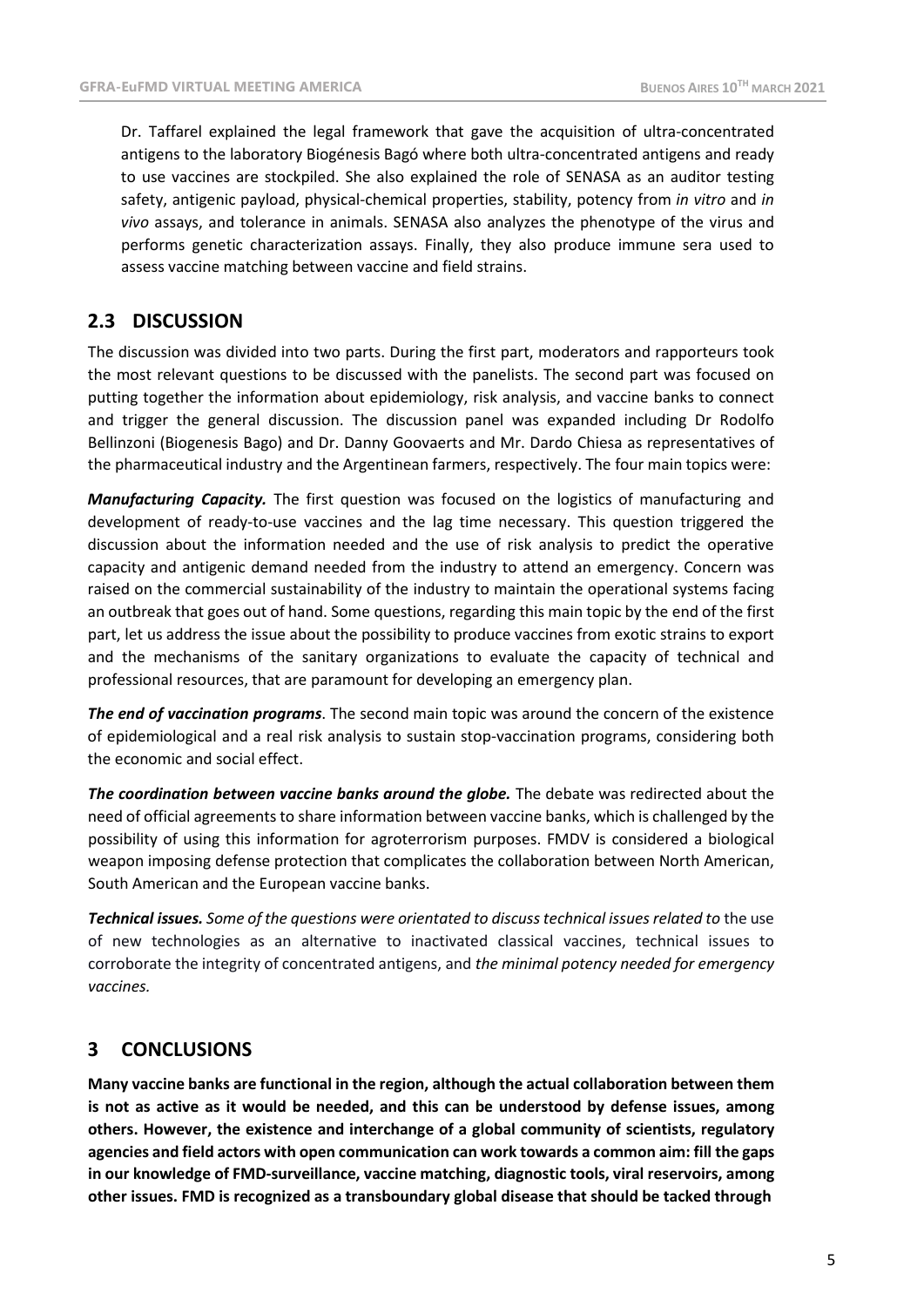Dr. Taffarel explained the legal framework that gave the acquisition of ultra-concentrated antigens to the laboratory Biogénesis Bagó where both ultra-concentrated antigens and ready to use vaccines are stockpiled. She also explained the role of SENASA as an auditor testing safety, antigenic payload, physical-chemical properties, stability, potency from *in vitro* and *in vivo* assays, and tolerance in animals. SENASA also analyzes the phenotype of the virus and performs genetic characterization assays. Finally, they also produce immune sera used to assess vaccine matching between vaccine and field strains.

## 2.3 DISCUSSION

The discussion was divided into two parts. During the first part, moderators and rapporteurs took the most relevant questions to be discussed with the panelists. The second part was focused on putting together the information about epidemiology, risk analysis, and vaccine banks to connect and trigger the general discussion. The discussion panel was expanded including Dr Rodolfo Bellinzoni (Biogenesis Bago) and Dr. Danny Goovaerts and Mr. Dardo Chiesa as representatives of the pharmaceutical industry and the Argentinean farmers, respectively. The four main topics were:

***Manufacturing Capacity.*** The first question was focused on the logistics of manufacturing and development of ready-to-use vaccines and the lag time necessary. This question triggered the discussion about the information needed and the use of risk analysis to predict the operative capacity and antigenic demand needed from the industry to attend an emergency. Concern was raised on the commercial sustainability of the industry to maintain the operational systems facing an outbreak that goes out of hand. Some questions, regarding this main topic by the end of the first part, let us address the issue about the possibility to produce vaccines from exotic strains to export and the mechanisms of the sanitary organizations to evaluate the capacity of technical and professional resources, that are paramount for developing an emergency plan.

***The end of vaccination programs***. The second main topic was around the concern of the existence of epidemiological and a real risk analysis to sustain stop-vaccination programs, considering both the economic and social effect.

***The coordination between vaccine banks around the globe.*** The debate was redirected about the need of official agreements to share information between vaccine banks, which is challenged by the possibility of using this information for agroterrorism purposes. FMDV is considered a biological weapon imposing defense protection that complicates the collaboration between North American, South American and the European vaccine banks.

***Technical issues.*** *Some of the questions were orientated to discuss technical issues related to* the use of new technologies as an alternative to inactivated classical vaccines, technical issues to corroborate the integrity of concentrated antigens, and *the minimal potency needed for emergency vaccines.*

# 3 CONCLUSIONS

**Many vaccine banks are functional in the region, although the actual collaboration between them is not as active as it would be needed, and this can be understood by defense issues, among others. However, the existence and interchange of a global community of scientists, regulatory agencies and field actors with open communication can work towards a common aim: fill the gaps in our knowledge of FMD-surveillance, vaccine matching, diagnostic tools, viral reservoirs, among other issues. FMD is recognized as a transboundary global disease that should be tacked through**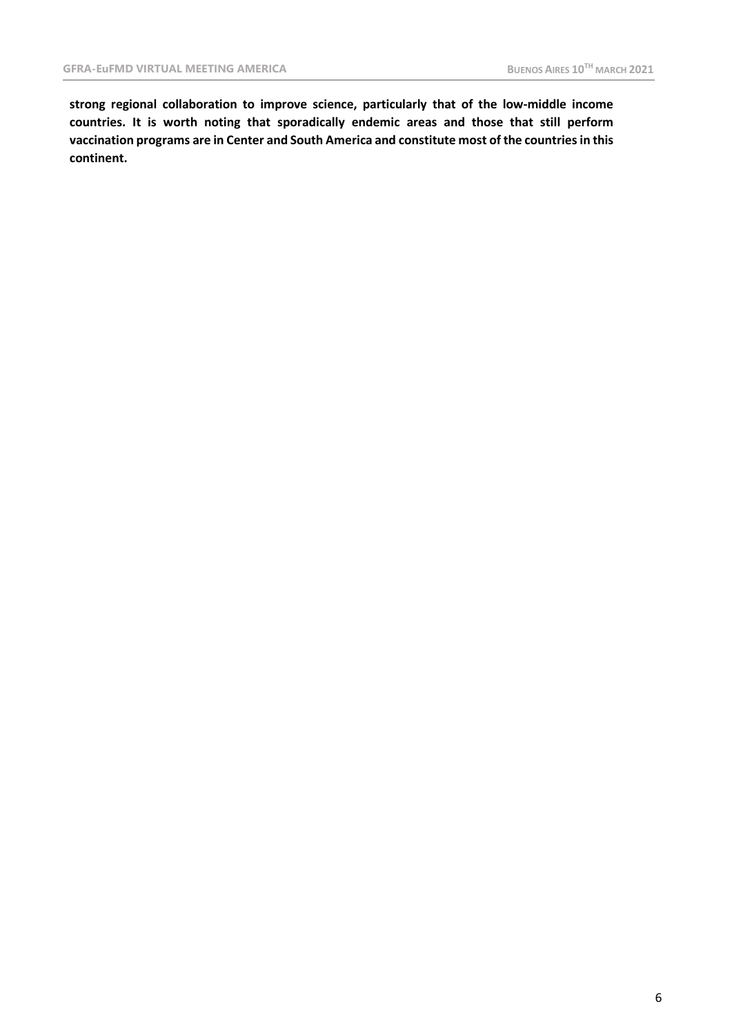**strong regional collaboration to improve science, particularly that of the low-middle income countries. It is worth noting that sporadically endemic areas and those that still perform vaccination programs are in Center and South America and constitute most of the countries in this continent.**